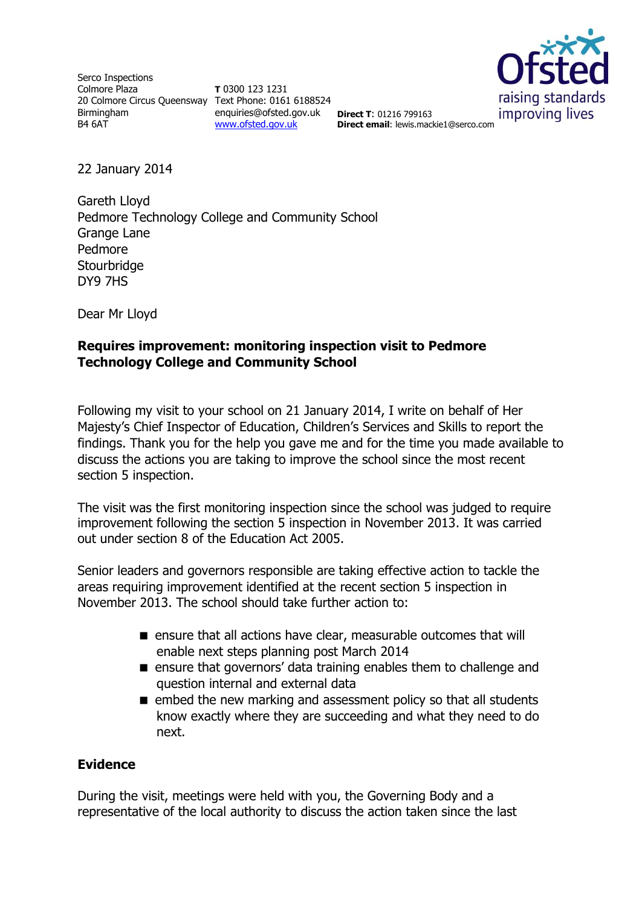Serco Inspections
Colmore Plaza
20 Colmore Circus Queensway
Birmingham
B4 6AT

**T** 0300 123 1231
Text Phone: 0161 6188524
enquiries@ofsted.gov.uk
www.ofsted.gov.uk

**Direct T**: 01216 799163
**Direct email**: lewis.mackie1@serco.com

Ofsted
raising standards
improving lives

22 January 2014

Gareth Lloyd
Pedmore Technology College and Community School
Grange Lane
Pedmore
Stourbridge
DY9 7HS

Dear Mr Lloyd

**Requires improvement: monitoring inspection visit to Pedmore Technology College and Community School**

Following my visit to your school on 21 January 2014, I write on behalf of Her Majesty's Chief Inspector of Education, Children's Services and Skills to report the findings. Thank you for the help you gave me and for the time you made available to discuss the actions you are taking to improve the school since the most recent section 5 inspection.

The visit was the first monitoring inspection since the school was judged to require improvement following the section 5 inspection in November 2013. It was carried out under section 8 of the Education Act 2005.

Senior leaders and governors responsible are taking effective action to tackle the areas requiring improvement identified at the recent section 5 inspection in November 2013. The school should take further action to:

- ensure that all actions have clear, measurable outcomes that will enable next steps planning post March 2014
- ensure that governors' data training enables them to challenge and question internal and external data
- embed the new marking and assessment policy so that all students know exactly where they are succeeding and what they need to do next.

## Evidence

During the visit, meetings were held with you, the Governing Body and a representative of the local authority to discuss the action taken since the last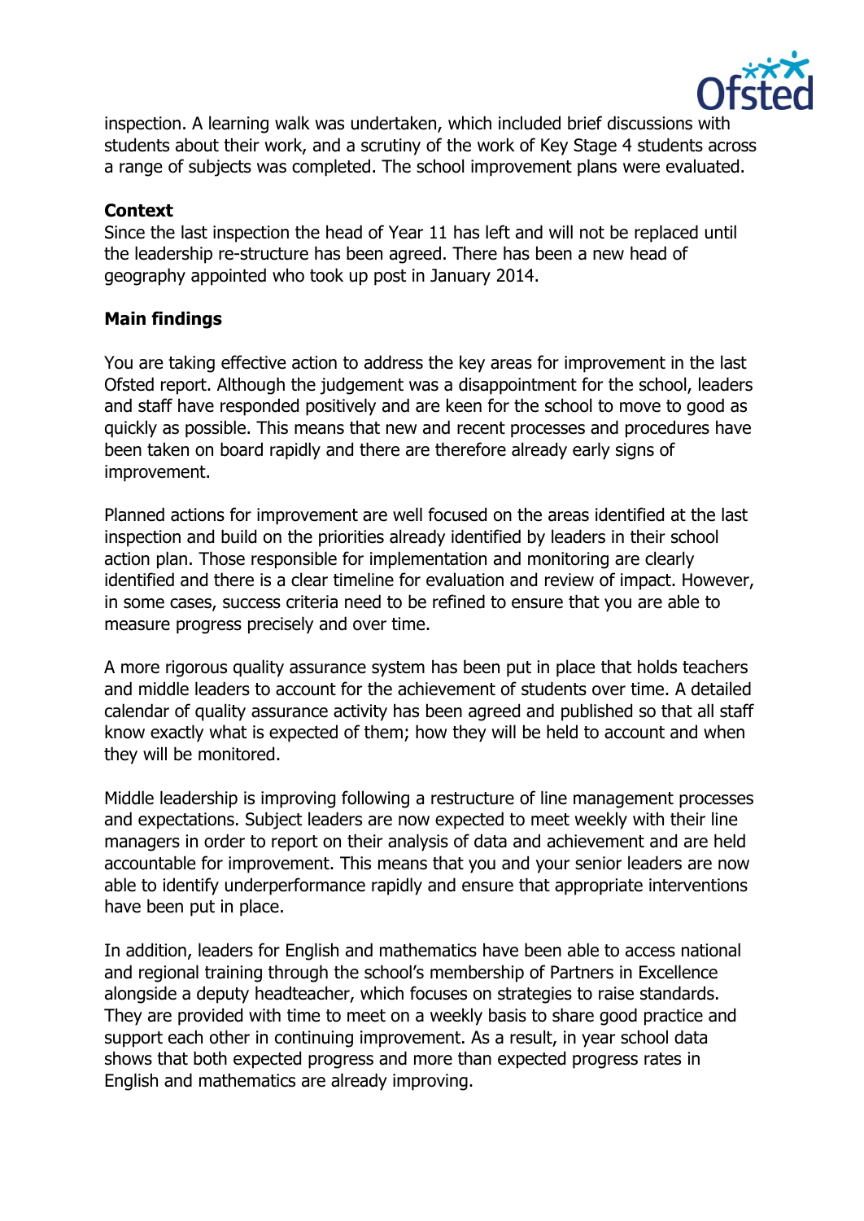inspection. A learning walk was undertaken, which included brief discussions with students about their work, and a scrutiny of the work of Key Stage 4 students across a range of subjects was completed. The school improvement plans were evaluated.

**Context**

Since the last inspection the head of Year 11 has left and will not be replaced until the leadership re-structure has been agreed. There has been a new head of geography appointed who took up post in January 2014.

**Main findings**

You are taking effective action to address the key areas for improvement in the last Ofsted report. Although the judgement was a disappointment for the school, leaders and staff have responded positively and are keen for the school to move to good as quickly as possible. This means that new and recent processes and procedures have been taken on board rapidly and there are therefore already early signs of improvement.

Planned actions for improvement are well focused on the areas identified at the last inspection and build on the priorities already identified by leaders in their school action plan. Those responsible for implementation and monitoring are clearly identified and there is a clear timeline for evaluation and review of impact. However, in some cases, success criteria need to be refined to ensure that you are able to measure progress precisely and over time.

A more rigorous quality assurance system has been put in place that holds teachers and middle leaders to account for the achievement of students over time. A detailed calendar of quality assurance activity has been agreed and published so that all staff know exactly what is expected of them; how they will be held to account and when they will be monitored.

Middle leadership is improving following a restructure of line management processes and expectations. Subject leaders are now expected to meet weekly with their line managers in order to report on their analysis of data and achievement and are held accountable for improvement. This means that you and your senior leaders are now able to identify underperformance rapidly and ensure that appropriate interventions have been put in place.

In addition, leaders for English and mathematics have been able to access national and regional training through the school's membership of Partners in Excellence alongside a deputy headteacher, which focuses on strategies to raise standards. They are provided with time to meet on a weekly basis to share good practice and support each other in continuing improvement. As a result, in year school data shows that both expected progress and more than expected progress rates in English and mathematics are already improving.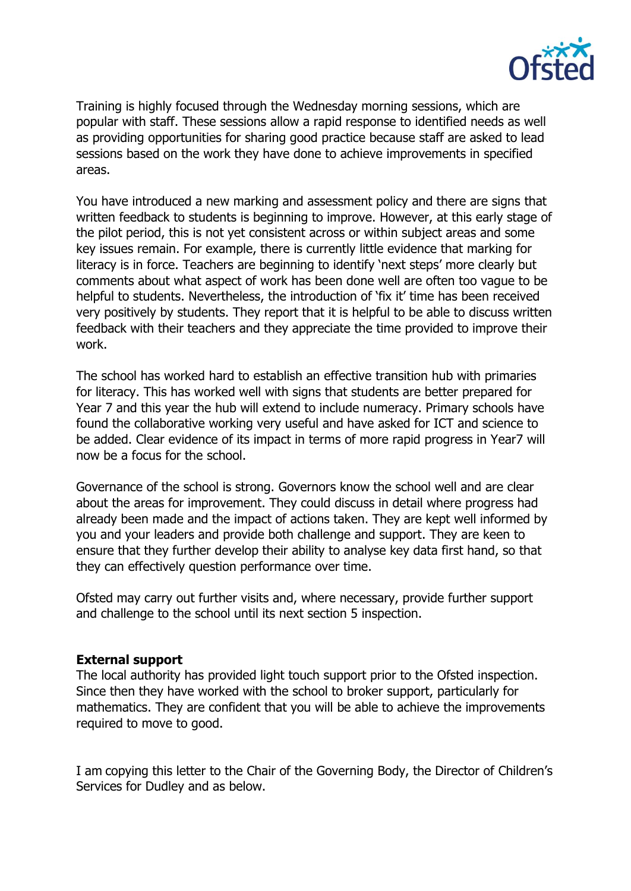Training is highly focused through the Wednesday morning sessions, which are popular with staff. These sessions allow a rapid response to identified needs as well as providing opportunities for sharing good practice because staff are asked to lead sessions based on the work they have done to achieve improvements in specified areas.

You have introduced a new marking and assessment policy and there are signs that written feedback to students is beginning to improve. However, at this early stage of the pilot period, this is not yet consistent across or within subject areas and some key issues remain. For example, there is currently little evidence that marking for literacy is in force. Teachers are beginning to identify 'next steps' more clearly but comments about what aspect of work has been done well are often too vague to be helpful to students. Nevertheless, the introduction of 'fix it' time has been received very positively by students. They report that it is helpful to be able to discuss written feedback with their teachers and they appreciate the time provided to improve their work.

The school has worked hard to establish an effective transition hub with primaries for literacy. This has worked well with signs that students are better prepared for Year 7 and this year the hub will extend to include numeracy. Primary schools have found the collaborative working very useful and have asked for ICT and science to be added. Clear evidence of its impact in terms of more rapid progress in Year7 will now be a focus for the school.

Governance of the school is strong. Governors know the school well and are clear about the areas for improvement. They could discuss in detail where progress had already been made and the impact of actions taken. They are kept well informed by you and your leaders and provide both challenge and support. They are keen to ensure that they further develop their ability to analyse key data first hand, so that they can effectively question performance over time.

Ofsted may carry out further visits and, where necessary, provide further support and challenge to the school until its next section 5 inspection.

**External support**

The local authority has provided light touch support prior to the Ofsted inspection. Since then they have worked with the school to broker support, particularly for mathematics. They are confident that you will be able to achieve the improvements required to move to good.

I am copying this letter to the Chair of the Governing Body, the Director of Children's Services for Dudley and as below.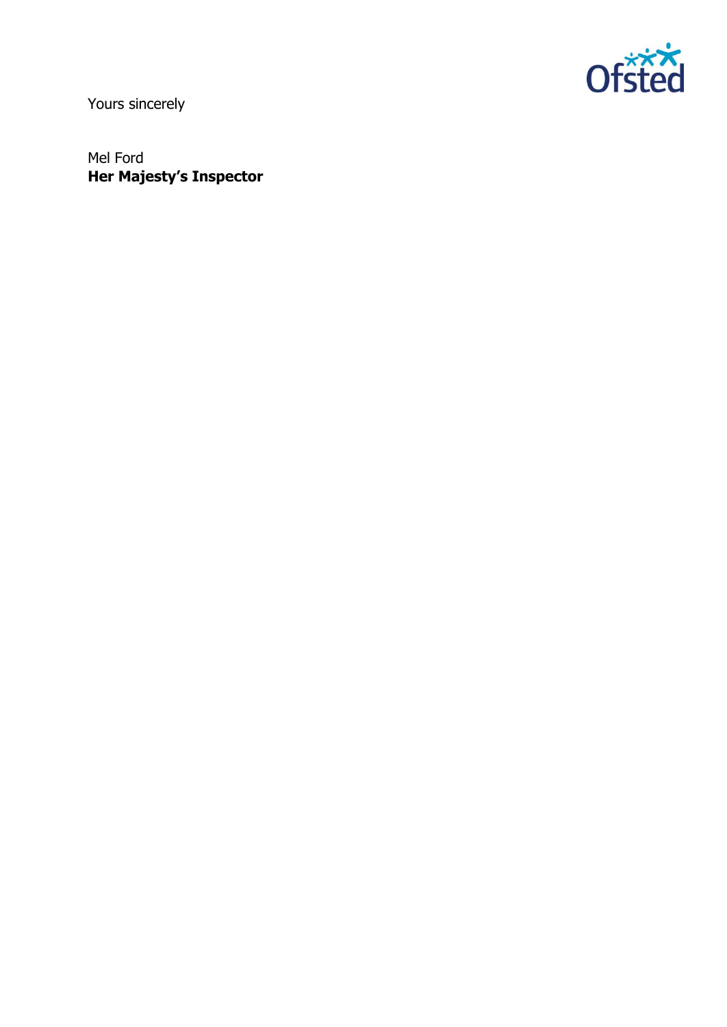Yours sincerely

Mel Ford
**Her Majesty's Inspector**